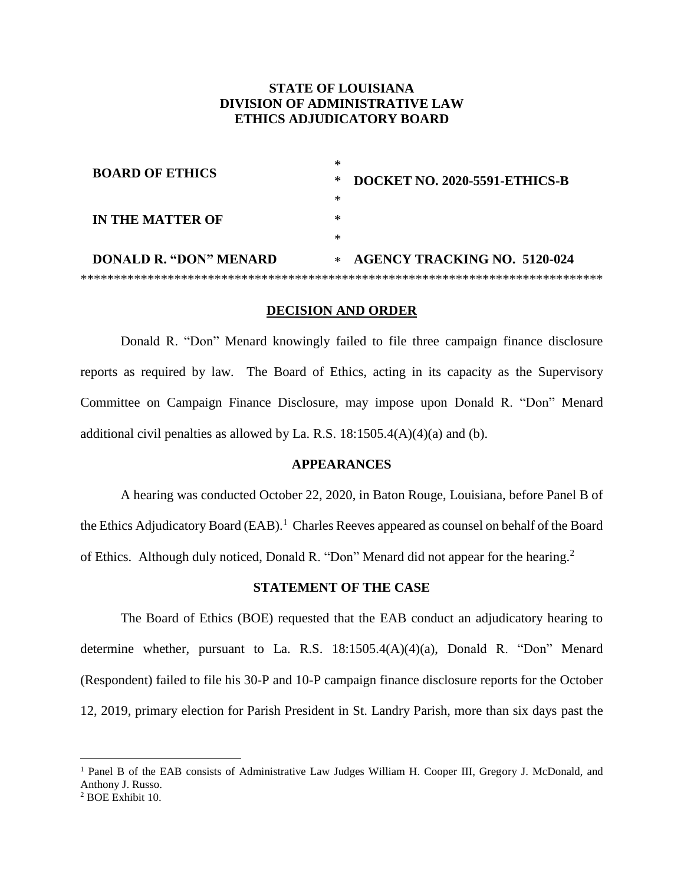**STATE OF LOUISIANA**
**DIVISION OF ADMINISTRATIVE LAW**
**ETHICS ADJUDICATORY BOARD**

| | | |
|---|---|---|
| **BOARD OF ETHICS** | * | **DOCKET NO. 2020-5591-ETHICS-B** |
| | * | |
| **IN THE MATTER OF** | * | |
| | * | |
| **DONALD R. "DON" MENARD** | * | **AGENCY TRACKING NO. 5120-024** |

*******************************************************************************

## DECISION AND ORDER

Donald R. "Don" Menard knowingly failed to file three campaign finance disclosure reports as required by law. The Board of Ethics, acting in its capacity as the Supervisory Committee on Campaign Finance Disclosure, may impose upon Donald R. "Don" Menard additional civil penalties as allowed by La. R.S. 18:1505.4(A)(4)(a) and (b).

## APPEARANCES

A hearing was conducted October 22, 2020, in Baton Rouge, Louisiana, before Panel B of the Ethics Adjudicatory Board (EAB).[1] Charles Reeves appeared as counsel on behalf of the Board of Ethics. Although duly noticed, Donald R. "Don" Menard did not appear for the hearing.[2]

## STATEMENT OF THE CASE

The Board of Ethics (BOE) requested that the EAB conduct an adjudicatory hearing to determine whether, pursuant to La. R.S. 18:1505.4(A)(4)(a), Donald R. "Don" Menard (Respondent) failed to file his 30-P and 10-P campaign finance disclosure reports for the October 12, 2019, primary election for Parish President in St. Landry Parish, more than six days past the

---

[1] Panel B of the EAB consists of Administrative Law Judges William H. Cooper III, Gregory J. McDonald, and Anthony J. Russo.

[2] BOE Exhibit 10.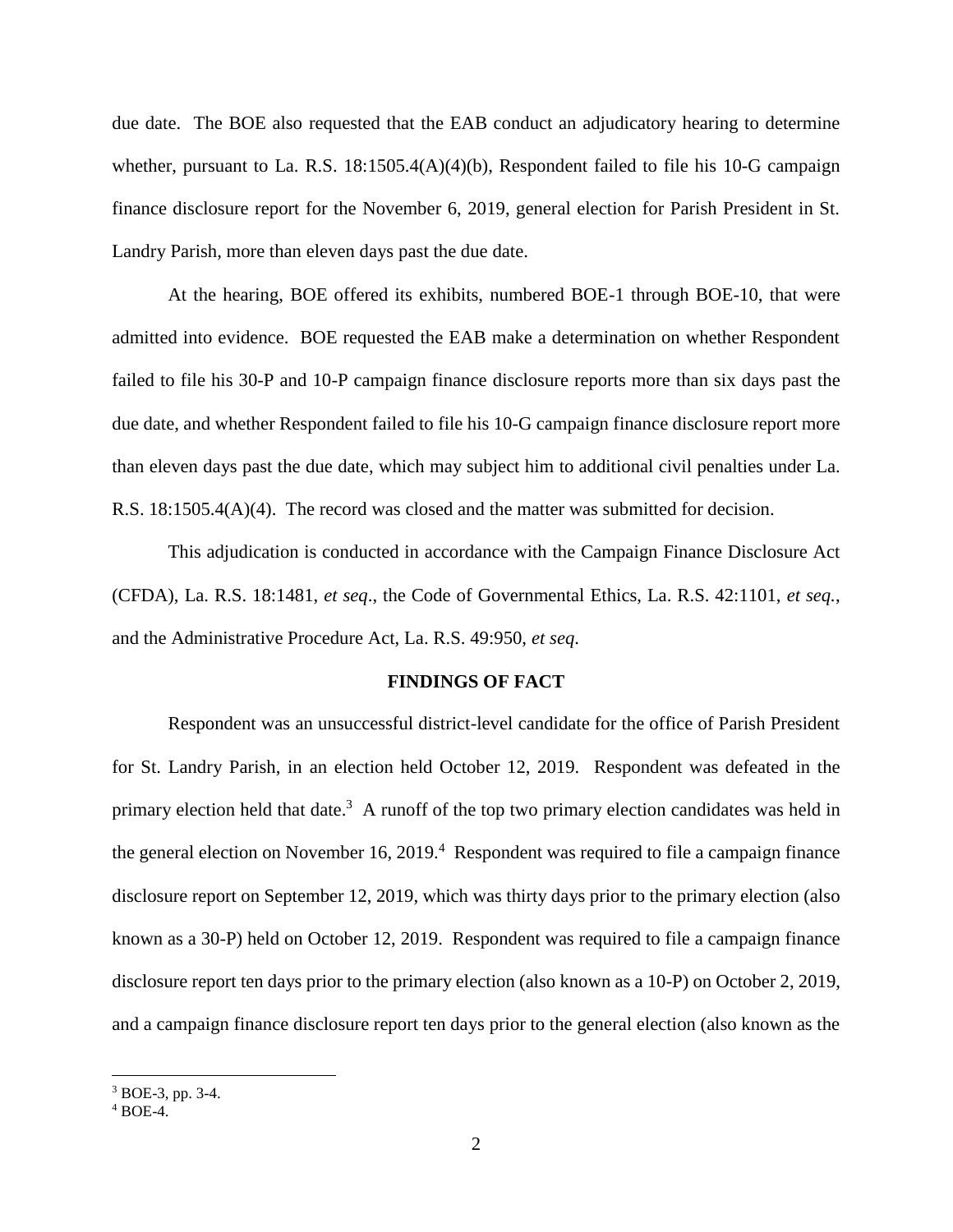due date. The BOE also requested that the EAB conduct an adjudicatory hearing to determine whether, pursuant to La. R.S. 18:1505.4(A)(4)(b), Respondent failed to file his 10-G campaign finance disclosure report for the November 6, 2019, general election for Parish President in St. Landry Parish, more than eleven days past the due date.

At the hearing, BOE offered its exhibits, numbered BOE-1 through BOE-10, that were admitted into evidence. BOE requested the EAB make a determination on whether Respondent failed to file his 30-P and 10-P campaign finance disclosure reports more than six days past the due date, and whether Respondent failed to file his 10-G campaign finance disclosure report more than eleven days past the due date, which may subject him to additional civil penalties under La. R.S. 18:1505.4(A)(4). The record was closed and the matter was submitted for decision.

This adjudication is conducted in accordance with the Campaign Finance Disclosure Act (CFDA), La. R.S. 18:1481, *et seq*., the Code of Governmental Ethics, La. R.S. 42:1101, *et seq.*, and the Administrative Procedure Act, La. R.S. 49:950, *et seq.*

## FINDINGS OF FACT

Respondent was an unsuccessful district-level candidate for the office of Parish President for St. Landry Parish, in an election held October 12, 2019. Respondent was defeated in the primary election held that date.[3] A runoff of the top two primary election candidates was held in the general election on November 16, 2019.[4] Respondent was required to file a campaign finance disclosure report on September 12, 2019, which was thirty days prior to the primary election (also known as a 30-P) held on October 12, 2019. Respondent was required to file a campaign finance disclosure report ten days prior to the primary election (also known as a 10-P) on October 2, 2019, and a campaign finance disclosure report ten days prior to the general election (also known as the

---

[3] BOE-3, pp. 3-4.

[4] BOE-4.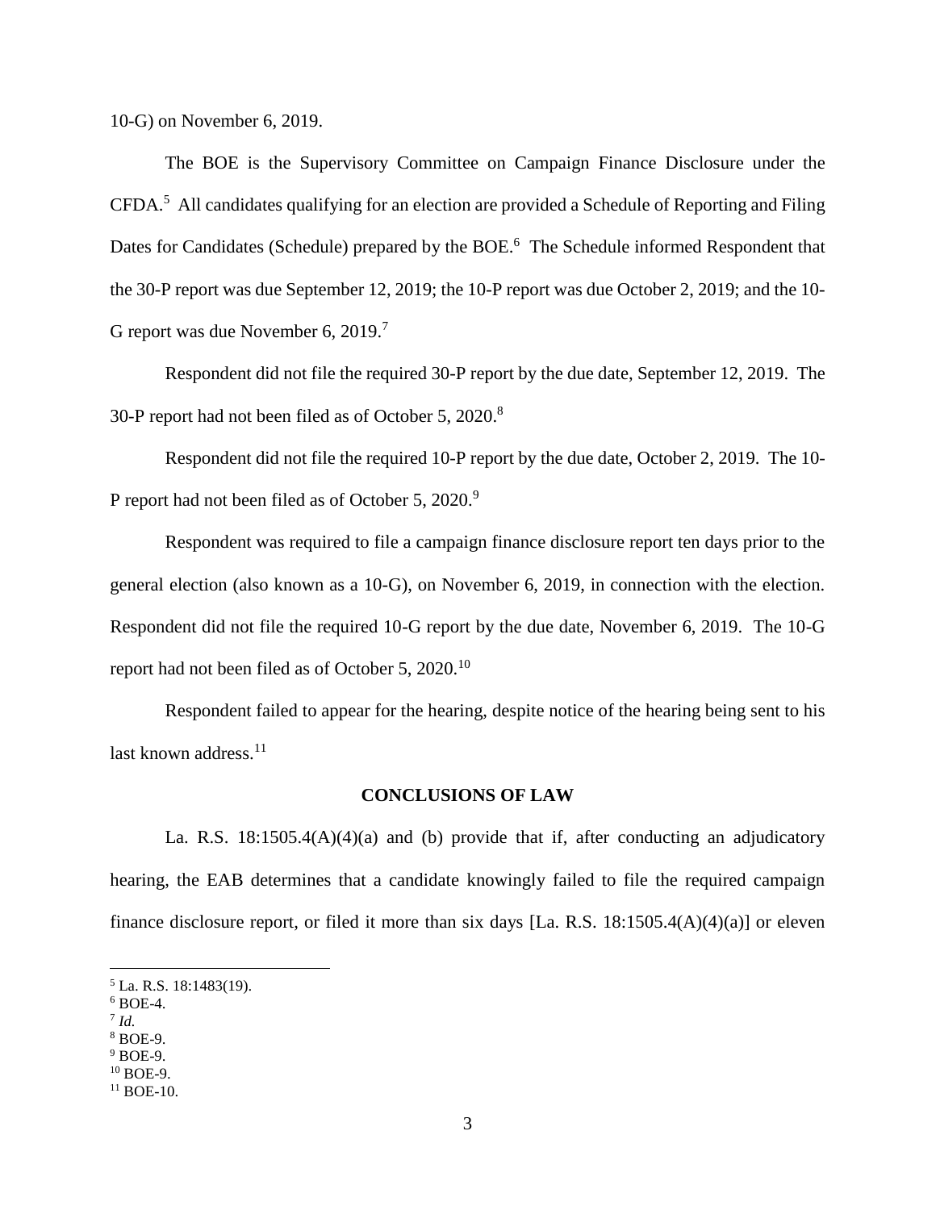10-G) on November 6, 2019.

The BOE is the Supervisory Committee on Campaign Finance Disclosure under the CFDA.[5] All candidates qualifying for an election are provided a Schedule of Reporting and Filing Dates for Candidates (Schedule) prepared by the BOE.[6] The Schedule informed Respondent that the 30-P report was due September 12, 2019; the 10-P report was due October 2, 2019; and the 10-G report was due November 6, 2019.[7]

Respondent did not file the required 30-P report by the due date, September 12, 2019. The 30-P report had not been filed as of October 5, 2020.[8]

Respondent did not file the required 10-P report by the due date, October 2, 2019. The 10-P report had not been filed as of October 5, 2020.[9]

Respondent was required to file a campaign finance disclosure report ten days prior to the general election (also known as a 10-G), on November 6, 2019, in connection with the election. Respondent did not file the required 10-G report by the due date, November 6, 2019. The 10-G report had not been filed as of October 5, 2020.[10]

Respondent failed to appear for the hearing, despite notice of the hearing being sent to his last known address.[11]

## CONCLUSIONS OF LAW

La. R.S. 18:1505.4(A)(4)(a) and (b) provide that if, after conducting an adjudicatory hearing, the EAB determines that a candidate knowingly failed to file the required campaign finance disclosure report, or filed it more than six days [La. R.S. 18:1505.4(A)(4)(a)] or eleven

---

[5] La. R.S. 18:1483(19).
[6] BOE-4.
[7] *Id.*
[8] BOE-9.
[9] BOE-9.
[10] BOE-9.
[11] BOE-10.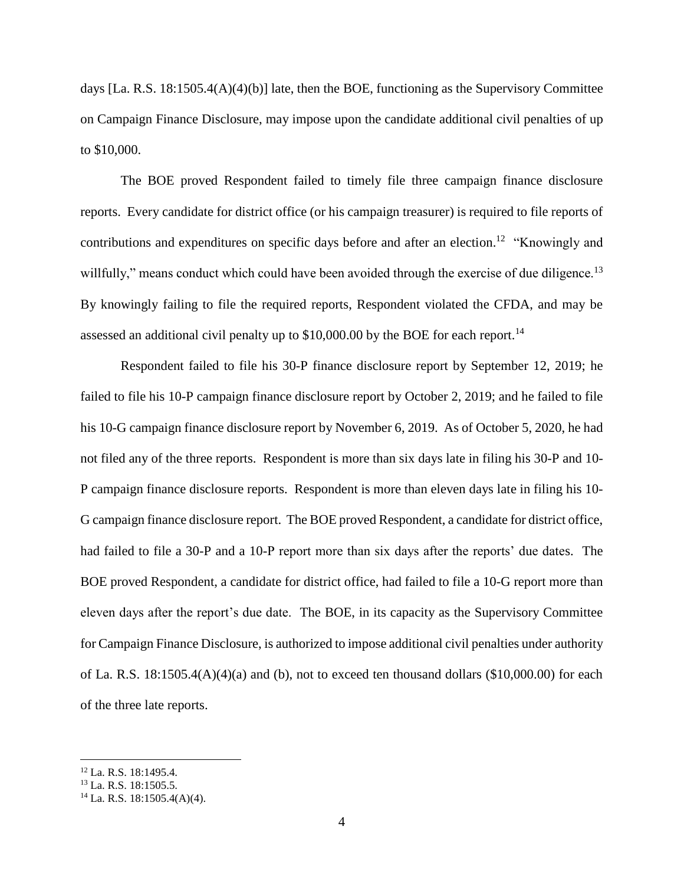days [La. R.S. 18:1505.4(A)(4)(b)] late, then the BOE, functioning as the Supervisory Committee on Campaign Finance Disclosure, may impose upon the candidate additional civil penalties of up to $10,000.

The BOE proved Respondent failed to timely file three campaign finance disclosure reports. Every candidate for district office (or his campaign treasurer) is required to file reports of contributions and expenditures on specific days before and after an election.[12] "Knowingly and willfully," means conduct which could have been avoided through the exercise of due diligence.[13] By knowingly failing to file the required reports, Respondent violated the CFDA, and may be assessed an additional civil penalty up to $10,000.00 by the BOE for each report.[14]

Respondent failed to file his 30-P finance disclosure report by September 12, 2019; he failed to file his 10-P campaign finance disclosure report by October 2, 2019; and he failed to file his 10-G campaign finance disclosure report by November 6, 2019. As of October 5, 2020, he had not filed any of the three reports. Respondent is more than six days late in filing his 30-P and 10-P campaign finance disclosure reports. Respondent is more than eleven days late in filing his 10-G campaign finance disclosure report. The BOE proved Respondent, a candidate for district office, had failed to file a 30-P and a 10-P report more than six days after the reports' due dates. The BOE proved Respondent, a candidate for district office, had failed to file a 10-G report more than eleven days after the report's due date. The BOE, in its capacity as the Supervisory Committee for Campaign Finance Disclosure, is authorized to impose additional civil penalties under authority of La. R.S. 18:1505.4(A)(4)(a) and (b), not to exceed ten thousand dollars ($10,000.00) for each of the three late reports.

---

[12] La. R.S. 18:1495.4.

[13] La. R.S. 18:1505.5.

[14] La. R.S. 18:1505.4(A)(4).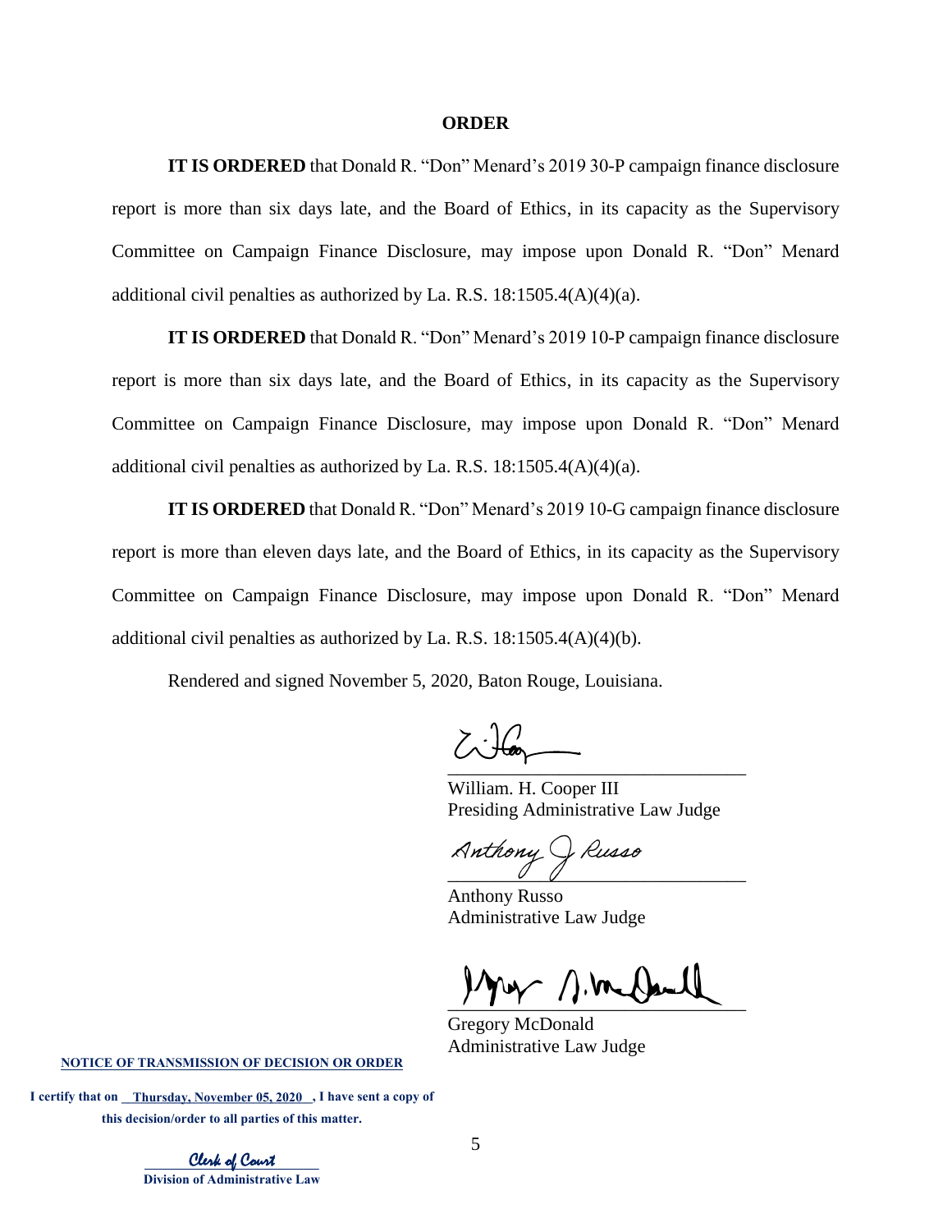## ORDER

**IT IS ORDERED** that Donald R. "Don" Menard's 2019 30-P campaign finance disclosure report is more than six days late, and the Board of Ethics, in its capacity as the Supervisory Committee on Campaign Finance Disclosure, may impose upon Donald R. "Don" Menard additional civil penalties as authorized by La. R.S. 18:1505.4(A)(4)(a).

**IT IS ORDERED** that Donald R. "Don" Menard's 2019 10-P campaign finance disclosure report is more than six days late, and the Board of Ethics, in its capacity as the Supervisory Committee on Campaign Finance Disclosure, may impose upon Donald R. "Don" Menard additional civil penalties as authorized by La. R.S. 18:1505.4(A)(4)(a).

**IT IS ORDERED** that Donald R. "Don" Menard's 2019 10-G campaign finance disclosure report is more than eleven days late, and the Board of Ethics, in its capacity as the Supervisory Committee on Campaign Finance Disclosure, may impose upon Donald R. "Don" Menard additional civil penalties as authorized by La. R.S. 18:1505.4(A)(4)(b).

Rendered and signed November 5, 2020, Baton Rouge, Louisiana.

William. H. Cooper III
Presiding Administrative Law Judge

Anthony J Russo

Anthony Russo
Administrative Law Judge

Gregory McDonald
Administrative Law Judge

**NOTICE OF TRANSMISSION OF DECISION OR ORDER**

**I certify that on Thursday, November 05, 2020, I have sent a copy of this decision/order to all parties of this matter.**

Clerk of Court
**Division of Administrative Law**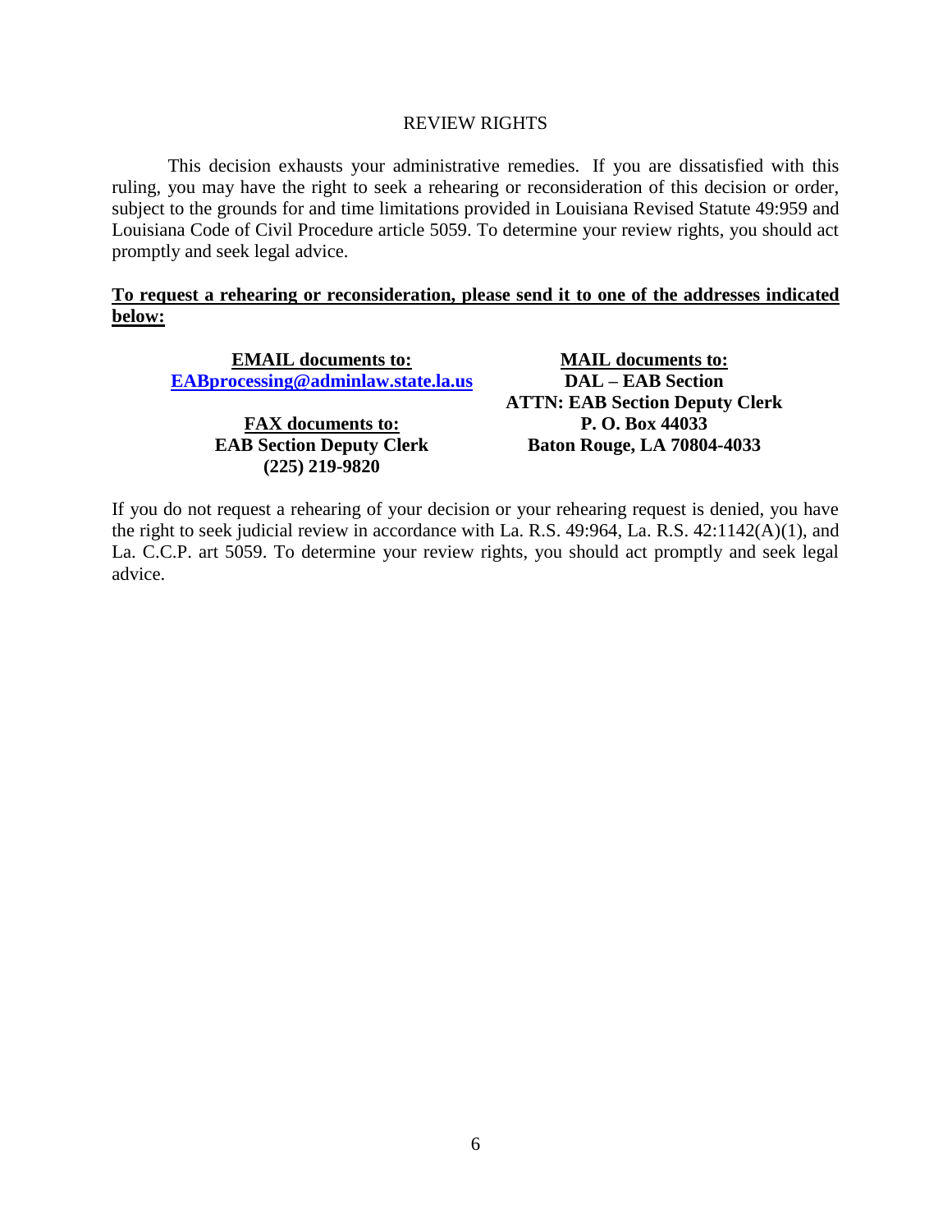## REVIEW RIGHTS

This decision exhausts your administrative remedies. If you are dissatisfied with this ruling, you may have the right to seek a rehearing or reconsideration of this decision or order, subject to the grounds for and time limitations provided in Louisiana Revised Statute 49:959 and Louisiana Code of Civil Procedure article 5059. To determine your review rights, you should act promptly and seek legal advice.

**To request a rehearing or reconsideration, please send it to one of the addresses indicated below:**

**EMAIL documents to:**
**EABprocessing@adminlaw.state.la.us**

**FAX documents to:**
**EAB Section Deputy Clerk**
**(225) 219-9820**

**MAIL documents to:**
**DAL – EAB Section**
**ATTN: EAB Section Deputy Clerk**
**P. O. Box 44033**
**Baton Rouge, LA 70804-4033**

If you do not request a rehearing of your decision or your rehearing request is denied, you have the right to seek judicial review in accordance with La. R.S. 49:964, La. R.S. 42:1142(A)(1), and La. C.C.P. art 5059. To determine your review rights, you should act promptly and seek legal advice.